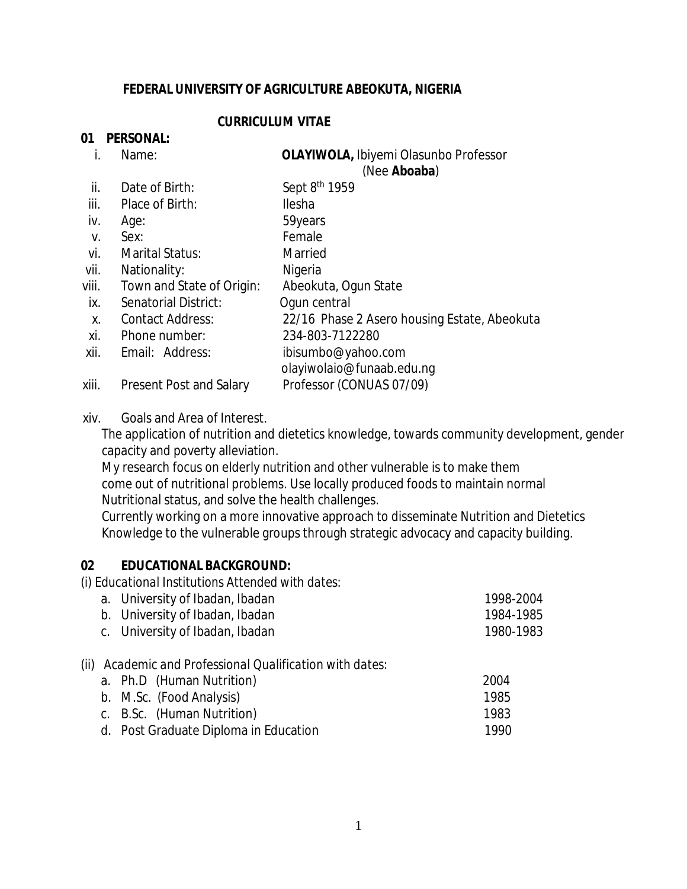**FEDERAL UNIVERSITY OF AGRICULTURE ABEOKUTA, NIGERIA**

**CURRICULUM VITAE**

## 01 PERSONAL:

| | | |
|---|---|---|
| i. | Name: | **OLAYIWOLA,** Ibiyemi Olasunbo Professor (Nee **Aboaba**) |
| ii. | Date of Birth: | Sept 8th 1959 |
| iii. | Place of Birth: | Ilesha |
| iv. | Age: | 59years |
| v. | Sex: | Female |
| vi. | Marital Status: | Married |
| vii. | Nationality: | Nigeria |
| viii. | Town and State of Origin: | Abeokuta, Ogun State |
| ix. | Senatorial District: | Ogun central |
| x. | Contact Address: | 22/16 Phase 2 Asero housing Estate, Abeokuta |
| xi. | Phone number: | 234-803-7122280 |
| xii. | Email: Address: | ibisumbo@yahoo.com<br>olayiwolaio@funaab.edu.ng |
| xiii. | Present Post and Salary | Professor (CONUAS 07/09) |

xiv. Goals and Area of Interest.

The application of nutrition and dietetics knowledge, towards community development, gender capacity and poverty alleviation.

My research focus on elderly nutrition and other vulnerable is to make them come out of nutritional problems. Use locally produced foods to maintain normal Nutritional status, and solve the health challenges.

Currently working on a more innovative approach to disseminate Nutrition and Dietetics Knowledge to the vulnerable groups through strategic advocacy and capacity building.

## 02 EDUCATIONAL BACKGROUND:

*(i) Educational Institutions Attended with dates:*

| | Institution | Dates |
|---|---|---|
| a. | University of Ibadan, Ibadan | 1998-2004 |
| b. | University of Ibadan, Ibadan | 1984-1985 |
| c. | University of Ibadan, Ibadan | 1980-1983 |

*(ii) Academic and Professional Qualification with dates:*

| | Qualification | Date |
|---|---|---|
| a. | Ph.D (Human Nutrition) | 2004 |
| b. | M.Sc. (Food Analysis) | 1985 |
| c. | B.Sc. (Human Nutrition) | 1983 |
| d. | Post Graduate Diploma in Education | 1990 |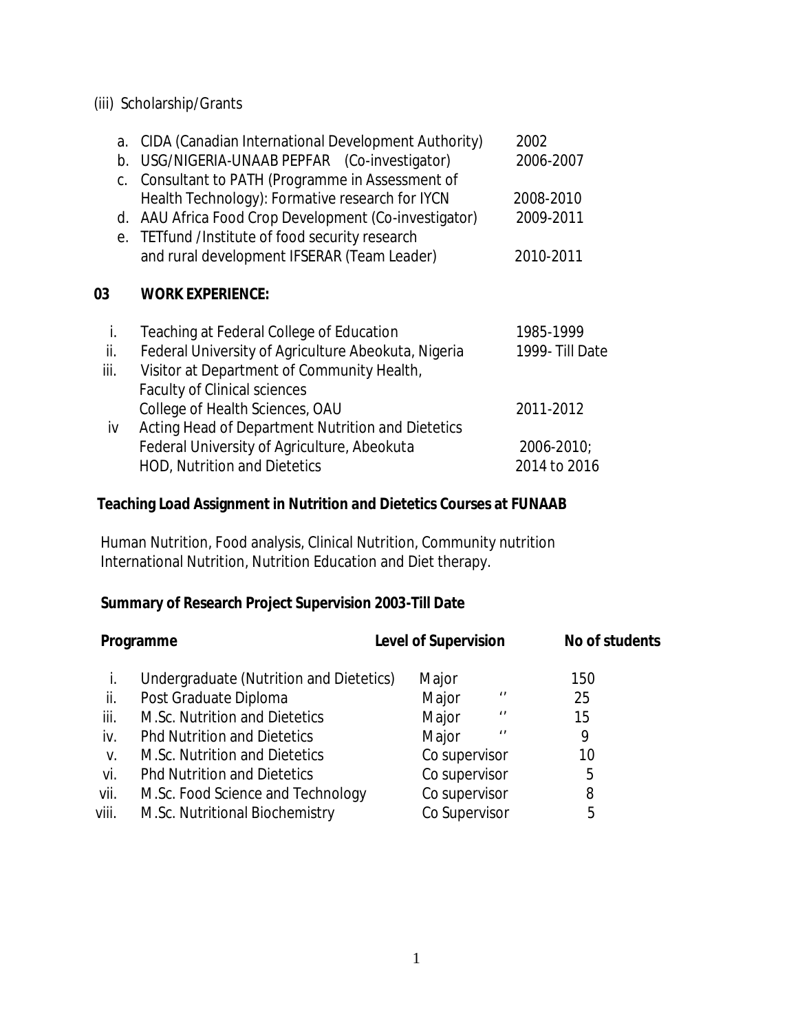(iii) Scholarship/Grants

a. CIDA (Canadian International Development Authority) 2002
b. USG/NIGERIA-UNAAB PEPFAR (Co-investigator) 2006-2007
c. Consultant to PATH (Programme in Assessment of Health Technology): Formative research for IYCN 2008-2010
d. AAU Africa Food Crop Development (Co-investigator) 2009-2011
e. TETfund /Institute of food security research and rural development IFSERAR (Team Leader) 2010-2011

## 03 WORK EXPERIENCE:

i. Teaching at Federal College of Education 1985-1999
ii. Federal University of Agriculture Abeokuta, Nigeria 1999- Till Date
iii. Visitor at Department of Community Health, Faculty of Clinical sciences College of Health Sciences, OAU 2011-2012
iv Acting Head of Department Nutrition and Dietetics Federal University of Agriculture, Abeokuta 2006-2010; HOD, Nutrition and Dietetics 2014 to 2016

**Teaching Load Assignment in Nutrition and Dietetics Courses at FUNAAB**

Human Nutrition, Food analysis, Clinical Nutrition, Community nutrition International Nutrition, Nutrition Education and Diet therapy.

**Summary of Research Project Supervision 2003-Till Date**

| | Programme | Level of Supervision | No of students |
|---|---|---|---|
| i. | Undergraduate (Nutrition and Dietetics) | Major | 150 |
| ii. | Post Graduate Diploma | Major '' | 25 |
| iii. | M.Sc. Nutrition and Dietetics | Major '' | 15 |
| iv. | Phd Nutrition and Dietetics | Major '' | 9 |
| v. | M.Sc. Nutrition and Dietetics | Co supervisor | 10 |
| vi. | Phd Nutrition and Dietetics | Co supervisor | 5 |
| vii. | M.Sc. Food Science and Technology | Co supervisor | 8 |
| viii. | M.Sc. Nutritional Biochemistry | Co Supervisor | 5 |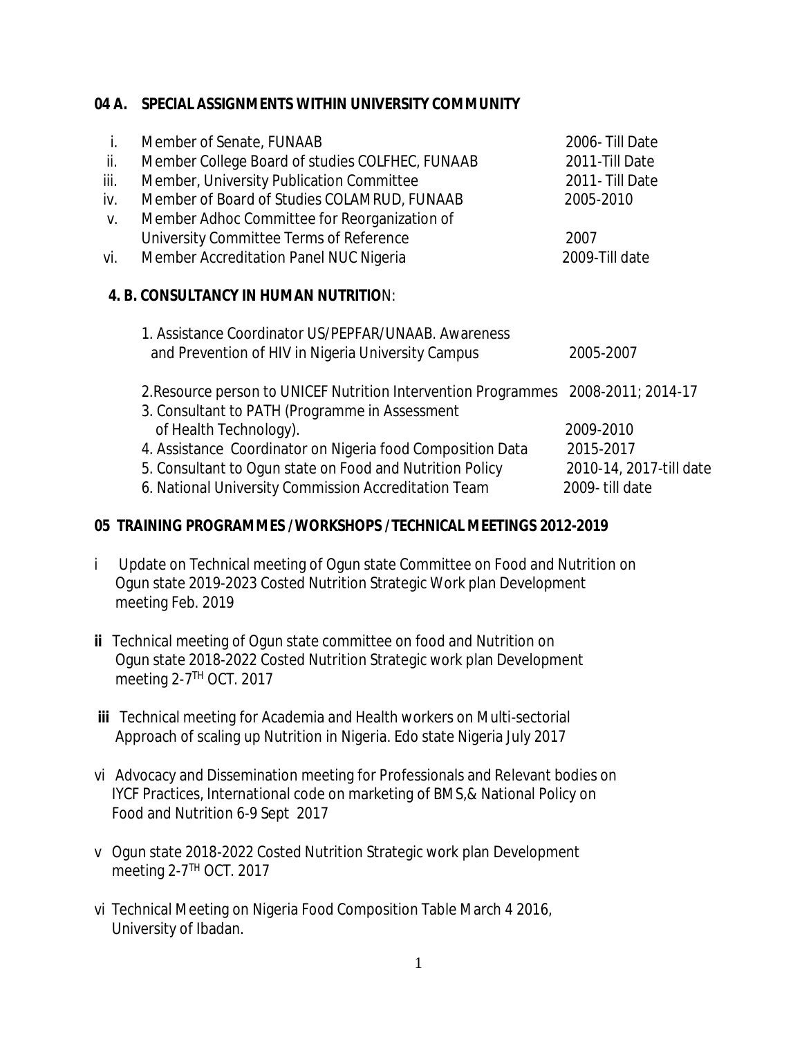## 04 A. SPECIAL ASSIGNMENTS WITHIN UNIVERSITY COMMUNITY

| | | |
|---|---|---|
| i. | Member of Senate, FUNAAB | 2006- Till Date |
| ii. | Member College Board of studies COLFHEC, FUNAAB | 2011-Till Date |
| iii. | Member, University Publication Committee | 2011- Till Date |
| iv. | Member of Board of Studies COLAMRUD, FUNAAB | 2005-2010 |
| v. | Member Adhoc Committee for Reorganization of University Committee Terms of Reference | 2007 |
| vi. | Member Accreditation Panel NUC Nigeria | 2009-Till date |

### 4. B. CONSULTANCY IN HUMAN NUTRITION:

| | |
|---|---|
| 1. Assistance Coordinator US/PEPFAR/UNAAB. Awareness and Prevention of HIV in Nigeria University Campus | 2005-2007 |
| 2.Resource person to UNICEF Nutrition Intervention Programmes | 2008-2011; 2014-17 |
| 3. Consultant to PATH (Programme in Assessment of Health Technology). | 2009-2010 |
| 4. Assistance Coordinator on Nigeria food Composition Data | 2015-2017 |
| 5. Consultant to Ogun state on Food and Nutrition Policy | 2010-14, 2017-till date |
| 6. National University Commission Accreditation Team | 2009- till date |

## 05 TRAINING PROGRAMMES / WORKSHOPS / TECHNICAL MEETINGS 2012-2019

i Update on Technical meeting of Ogun state Committee on Food and Nutrition on Ogun state 2019-2023 Costed Nutrition Strategic Work plan Development meeting Feb. 2019

**ii** Technical meeting of Ogun state committee on food and Nutrition on Ogun state 2018-2022 Costed Nutrition Strategic work plan Development meeting 2-7TH OCT. 2017

**iii** Technical meeting for Academia and Health workers on Multi-sectorial Approach of scaling up Nutrition in Nigeria. Edo state Nigeria July 2017

vi Advocacy and Dissemination meeting for Professionals and Relevant bodies on IYCF Practices, International code on marketing of BMS,& National Policy on Food and Nutrition 6-9 Sept 2017

v Ogun state 2018-2022 Costed Nutrition Strategic work plan Development meeting 2-7TH OCT. 2017

vi Technical Meeting on Nigeria Food Composition Table March 4 2016, University of Ibadan.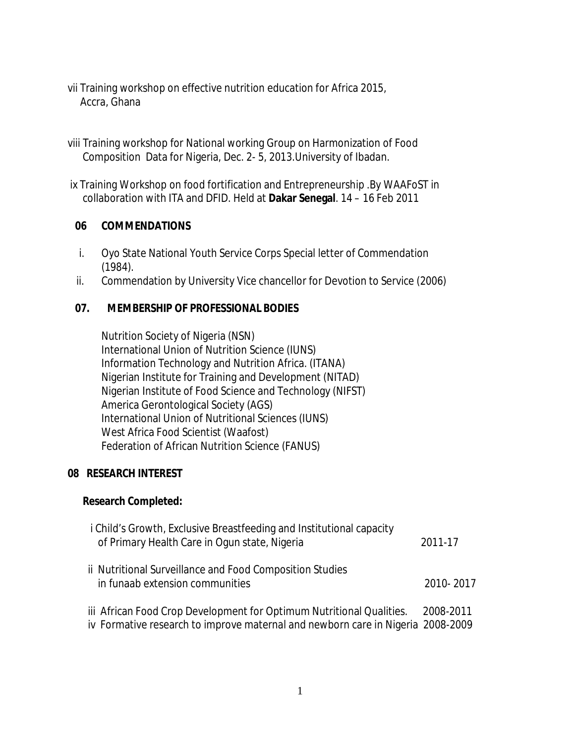vii Training workshop on effective nutrition education for Africa 2015, Accra, Ghana

viii Training workshop for National working Group on Harmonization of Food Composition Data for Nigeria, Dec. 2- 5, 2013.University of Ibadan.

ix Training Workshop on food fortification and Entrepreneurship .By WAAFoST in collaboration with ITA and DFID. Held at **Dakar Senegal**. 14 – 16 Feb 2011

## 06 COMMENDATIONS

i. Oyo State National Youth Service Corps Special letter of Commendation (1984).
ii. Commendation by University Vice chancellor for Devotion to Service (2006)

## 07. MEMBERSHIP OF PROFESSIONAL BODIES

Nutrition Society of Nigeria (NSN)
International Union of Nutrition Science (IUNS)
Information Technology and Nutrition Africa. (ITANA)
Nigerian Institute for Training and Development (NITAD)
Nigerian Institute of Food Science and Technology (NIFST)
America Gerontological Society (AGS)
International Union of Nutritional Sciences (IUNS)
West Africa Food Scientist (Waafost)
Federation of African Nutrition Science (FANUS)

## 08 RESEARCH INTEREST

**Research Completed:**

i Child's Growth, Exclusive Breastfeeding and Institutional capacity of Primary Health Care in Ogun state, Nigeria 2011-17

ii Nutritional Surveillance and Food Composition Studies in funaab extension communities 2010- 2017

iii African Food Crop Development for Optimum Nutritional Qualities. 2008-2011

iv Formative research to improve maternal and newborn care in Nigeria 2008-2009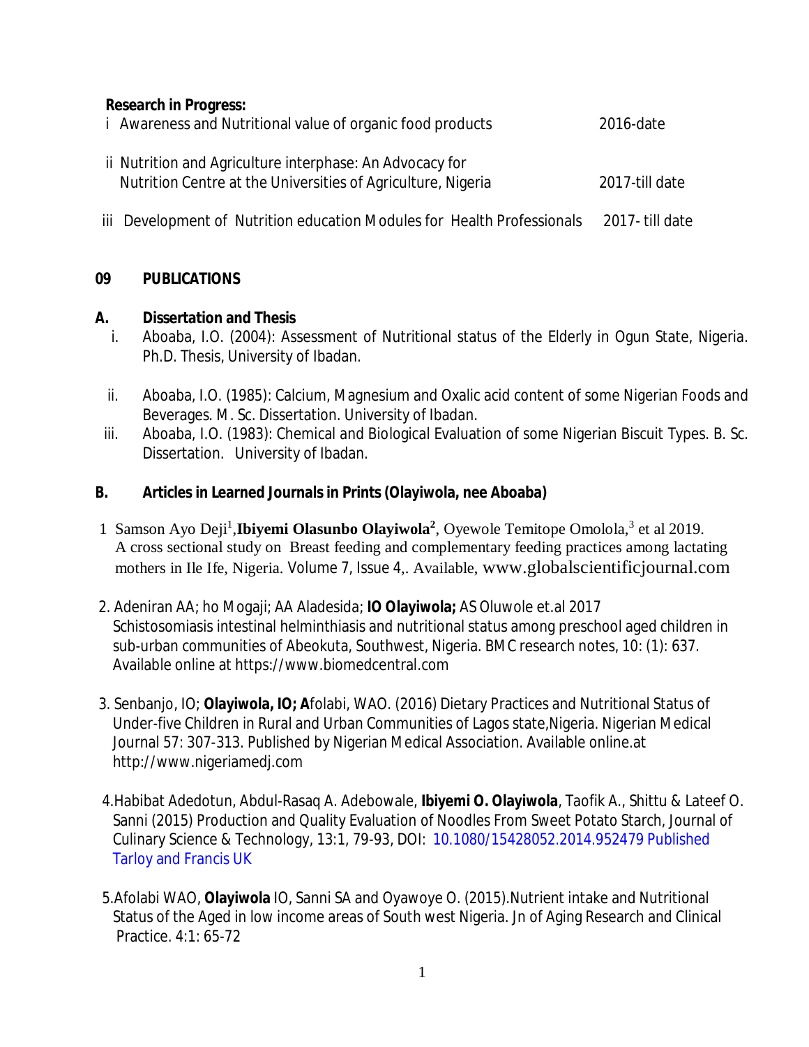**Research in Progress:**

i Awareness and Nutritional value of organic food products 2016-date

ii Nutrition and Agriculture interphase: An Advocacy for Nutrition Centre at the Universities of Agriculture, Nigeria 2017-till date

iii Development of Nutrition education Modules for Health Professionals 2017- till date

## 09 PUBLICATIONS

### A. Dissertation and Thesis

i. Aboaba, I.O. (2004): Assessment of Nutritional status of the Elderly in Ogun State, Nigeria. Ph.D. Thesis, University of Ibadan.

ii. Aboaba, I.O. (1985): Calcium, Magnesium and Oxalic acid content of some Nigerian Foods and Beverages. M. Sc. Dissertation. University of Ibadan.

iii. Aboaba, I.O. (1983): Chemical and Biological Evaluation of some Nigerian Biscuit Types. B. Sc. Dissertation. University of Ibadan.

### B. Articles in Learned Journals in Prints (Olayiwola, nee Aboaba)

1 Samson Ayo Deji[1],**Ibiyemi Olasunbo Olayiwola[2]**, Oyewole Temitope Omolola,[3] et al 2019. A cross sectional study on Breast feeding and complementary feeding practices among lactating mothers in Ile Ife, Nigeria. Volume 7, Issue 4,. Available, www.globalscientificjournal.com

2. Adeniran AA; ho Mogaji; AA Aladesida; **IO Olayiwola;** AS Oluwole et.al 2017 Schistosomiasis intestinal helminthiasis and nutritional status among preschool aged children in sub-urban communities of Abeokuta, Southwest, Nigeria. BMC research notes, 10: (1): 637. Available online at https://www.biomedcentral.com

3. Senbanjo, IO; **Olayiwola, IO; A**folabi, WAO. (2016) Dietary Practices and Nutritional Status of Under-five Children in Rural and Urban Communities of Lagos state,Nigeria. Nigerian Medical Journal 57: 307-313. Published by Nigerian Medical Association. Available online.at http://www.nigeriamedj.com

4.Habibat Adedotun, Abdul-Rasaq A. Adebowale, **Ibiyemi O. Olayiwola**, Taofik A., Shittu & Lateef O. Sanni (2015) Production and Quality Evaluation of Noodles From Sweet Potato Starch, Journal of Culinary Science & Technology, 13:1, 79-93, DOI: 10.1080/15428052.2014.952479 Published Tarloy and Francis UK

5.Afolabi WAO, **Olayiwola** IO, Sanni SA and Oyawoye O. (2015).Nutrient intake and Nutritional Status of the Aged in low income areas of South west Nigeria. Jn of Aging Research and Clinical Practice. 4:1: 65-72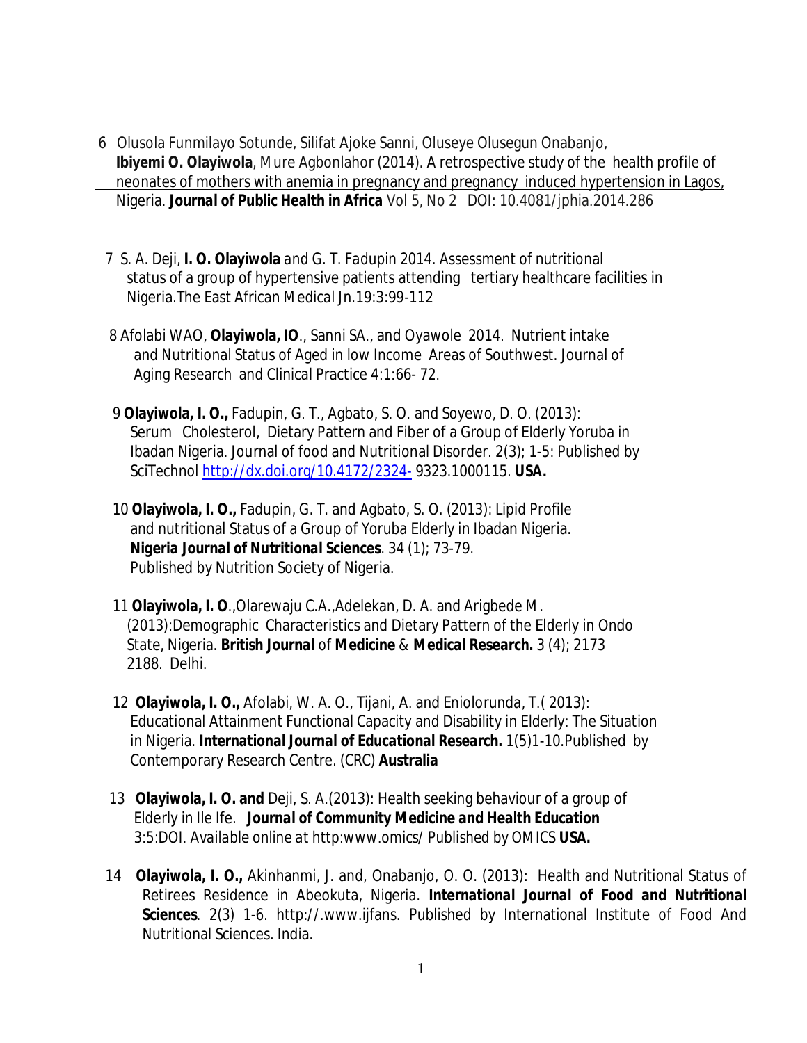6 Olusola Funmilayo Sotunde, Silifat Ajoke Sanni, Oluseye Olusegun Onabanjo, **Ibiyemi O. Olayiwola**, Mure Agbonlahor (2014). A retrospective study of the health profile of neonates of mothers with anemia in pregnancy and pregnancy induced hypertension in Lagos, Nigeria. ***Journal of Public Health in Africa*** Vol 5, No 2 DOI: 10.4081/jphia.2014.286

7 S. A. Deji, **I. O. Olayiwola** and G. T. Fadupin 2014. Assessment of nutritional status of a group of hypertensive patients attending tertiary healthcare facilities in Nigeria.The East African Medical Jn.19:3:99-112

8 Afolabi WAO, **Olayiwola, IO**., Sanni SA., and Oyawole 2014. Nutrient intake and Nutritional Status of Aged in low Income Areas of Southwest. Journal of Aging Research and Clinical Practice 4:1:66- 72.

9 **Olayiwola, I. O.,** Fadupin, G. T., Agbato, S. O. and Soyewo, D. O. (2013): Serum Cholesterol, Dietary Pattern and Fiber of a Group of Elderly Yoruba in Ibadan Nigeria. Journal of food and Nutritional Disorder. 2(3); 1-5: Published by SciTechnol http://dx.doi.org/10.4172/2324- 9323.1000115. **USA.**

10 **Olayiwola, I. O.,** Fadupin, G. T. and Agbato, S. O. (2013): Lipid Profile and nutritional Status of a Group of Yoruba Elderly in Ibadan Nigeria. ***Nigeria Journal of Nutritional Sciences***. 34 (1); 73-79. Published by Nutrition Society of Nigeria.

11 **Olayiwola, I. O**.,Olarewaju C.A.,Adelekan, D. A. and Arigbede M. (2013):Demographic Characteristics and Dietary Pattern of the Elderly in Ondo State, Nigeria. ***British Journal*** of ***Medicine*** & ***Medical Research.*** 3 (4); 2173 2188. Delhi.

12 **Olayiwola, I. O.,** Afolabi, W. A. O., Tijani, A. and Eniolorunda, T.( 2013): Educational Attainment Functional Capacity and Disability in Elderly: The Situation in Nigeria. ***International Journal of Educational Research.*** 1(5)1-10.Published by Contemporary Research Centre. (CRC) **Australia**

13 **Olayiwola, I. O. and** Deji, S. A.(2013): Health seeking behaviour of a group of Elderly in Ile Ife. ***Journal of Community Medicine and Health Education*** 3:5:DOI. *Available online at* http:www.omics/ *Published by* OMICS ***USA.***

14 **Olayiwola, I. O.,** Akinhanmi, J. and, Onabanjo, O. O. (2013): Health and Nutritional Status of Retirees Residence in Abeokuta, Nigeria. ***International Journal of Food and Nutritional Sciences***. 2(3) 1-6. http://.www.ijfans. Published by International Institute of Food And Nutritional Sciences. India.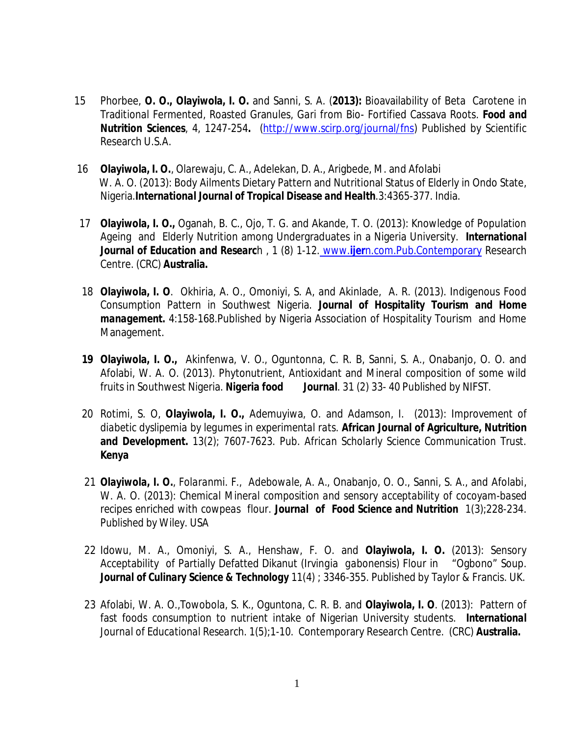15 Phorbee, **O. O., Olayiwola, I. O.** and Sanni, S. A. (**2013):** Bioavailability of Beta Carotene in Traditional Fermented, Roasted Granules, Gari from Bio- Fortified Cassava Roots. ***Food and* Nutrition Sciences**, 4, 1247-254**.** (http://www.scirp.org/journal/fns) Published by Scientific Research U.S.A.

16 **Olayiwola, I. O.**, Olarewaju, C. A., Adelekan, D. A., Arigbede, M. and Afolabi W. A. O. (2013): Body Ailments Dietary Pattern and Nutritional Status of Elderly in Ondo State, Nigeria.***International Journal of Tropical Disease and Health***.3:4365-377. India.

17 **Olayiwola, I. O.,** Oganah, B. C., Ojo, T. G. and Akande, T. O. (2013): Knowledge of Population Ageing and Elderly Nutrition among Undergraduates in a Nigeria University. **International *Journal of Education and* Researc**h , 1 (8) 1-12. www.**ijer**n.com.Pub.Contemporary Research Centre. (CRC) **Australia.**

18 **Olayiwola, I. O**. Okhiria, A. O., Omoniyi, S. A, and Akinlade, A. R. (2013). Indigenous Food Consumption Pattern in Southwest Nigeria. **Journal of Hospitality Tourism *and Home management.*** 4:158-168.Published by Nigeria Association of Hospitality Tourism and Home Management.

19 **Olayiwola, I. O.,** Akinfenwa, V. O., Oguntonna, C. R. B, Sanni, S. A., Onabanjo, O. O. and Afolabi, W. A. O. (2013). Phytonutrient, Antioxidant and Mineral composition of some wild fruits in Southwest Nigeria. **Nigeria food Journal**. 31 (2) 33- 40 Published by NIFST.

20 Rotimi, S. O, **Olayiwola, I. O.,** Ademuyiwa, O. and Adamson, I. (2013): Improvement of diabetic dyslipemia by legumes in experimental rats. **African Journal of Agriculture, Nutrition and Development.** 13(2); 7607-7623. Pub. African Scholarly Science Communication Trust. **Kenya**

21 **Olayiwola, I. O.**, Folaranmi. F., Adebowale, A. A., Onabanjo, O. O., Sanni, S. A., and Afolabi, W. A. O. (2013): Chemical Mineral composition and sensory acceptability of cocoyam-based recipes enriched with cowpeas flour. **Journal of Food Science *and* Nutrition** 1(3);228-234. Published by Wiley. USA

22 Idowu, M. A., Omoniyi, S. A., Henshaw, F. O. and **Olayiwola, I. O.** (2013): Sensory Acceptability of Partially Defatted Dikanut (Irvingia gabonensis) Flour in "Ogbono" Soup. ***Journal of Culinary Science & Technology*** 11(4) ; 3346-355. Published by Taylor & Francis. UK.

23 Afolabi, W. A. O.,Towobola, S. K., Oguntona, C. R. B. and **Olayiwola, I. O**. (2013): Pattern of fast foods consumption to nutrient intake of Nigerian University students. **International** Journal of Educational Research. 1(5);1-10. Contemporary Research Centre. (CRC) **Australia.**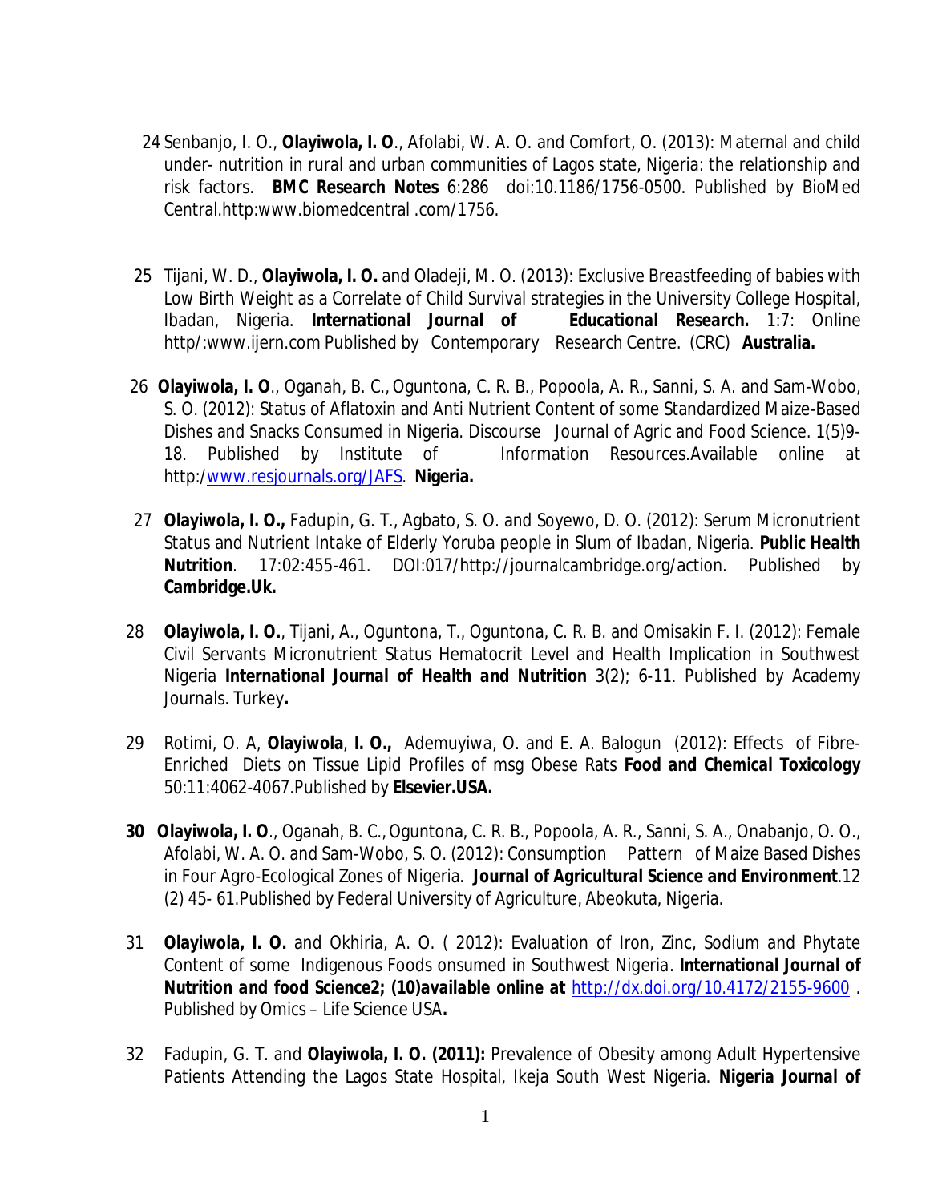24 Senbanjo, I. O., **Olayiwola, I. O**., Afolabi, W. A. O. and Comfort, O. (2013): Maternal and child under- nutrition in rural and urban communities of Lagos state, Nigeria: the relationship and risk factors. ***BMC Research Notes*** 6:286 doi:10.1186/1756-0500. Published by BioMed Central.http:www.biomedcentral .com/1756.

25 Tijani, W. D., **Olayiwola, I. O.** and Oladeji, M. O. (2013): Exclusive Breastfeeding of babies with Low Birth Weight as a Correlate of Child Survival strategies in the University College Hospital, Ibadan, Nigeria. ***International Journal of Educational Research.*** 1:7: Online http/:www.ijern.com Published by Contemporary Research Centre. (CRC) **Australia.**

26 **Olayiwola, I. O**., Oganah, B. C., Oguntona, C. R. B., Popoola, A. R., Sanni, S. A. and Sam-Wobo, S. O. (2012): Status of Aflatoxin and Anti Nutrient Content of some Standardized Maize-Based Dishes and Snacks Consumed in Nigeria. Discourse Journal of Agric and Food Science. 1(5)9-18. Published by Institute of Information Resources.Available online at http:/www.resjournals.org/JAFS. **Nigeria.**

27 **Olayiwola, I. O.,** Fadupin, G. T., Agbato, S. O. and Soyewo, D. O. (2012): Serum Micronutrient Status and Nutrient Intake of Elderly Yoruba people in Slum of Ibadan, Nigeria. **Public Health Nutrition**. 17:02:455-461. DOI:017/http://journalcambridge.org/action. Published by **Cambridge.Uk.**

28 **Olayiwola, I. O.**, Tijani, A., Oguntona, T., Oguntona, C. R. B. and Omisakin F. I. (2012): Female Civil Servants Micronutrient Status Hematocrit Level and Health Implication in Southwest Nigeria ***International Journal of Health and Nutrition*** 3(2); 6-11. Published by Academy Journals. Turkey**.**

29 Rotimi, O. A, **Olayiwola**, **I. O.,** Ademuyiwa, O. and E. A. Balogun (2012): Effects of Fibre-Enriched Diets on Tissue Lipid Profiles of msg Obese Rats **Food and Chemical Toxicology** 50:11:4062-4067.Published by **Elsevier.USA.**

**30** **Olayiwola, I. O**., Oganah, B. C., Oguntona, C. R. B., Popoola, A. R., Sanni, S. A., Onabanjo, O. O., Afolabi, W. A. O. and Sam-Wobo, S. O. (2012): Consumption Pattern of Maize Based Dishes in Four Agro-Ecological Zones of Nigeria. ***Journal of Agricultural Science and Environment***.12 (2) 45- 61.Published by Federal University of Agriculture, Abeokuta, Nigeria.

31 **Olayiwola, I. O.** and Okhiria, A. O. ( 2012): Evaluation of Iron, Zinc, Sodium and Phytate Content of some Indigenous Foods onsumed in Southwest Nigeria. ***International Journal of Nutrition and food Science2; (10)available online at*** http://dx.doi.org/10.4172/2155-9600 . Published by Omics – Life Science USA**.**

32 Fadupin, G. T. and **Olayiwola, I. O. (2011):** Prevalence of Obesity among Adult Hypertensive Patients Attending the Lagos State Hospital, Ikeja South West Nigeria. **Nigeria Journal of**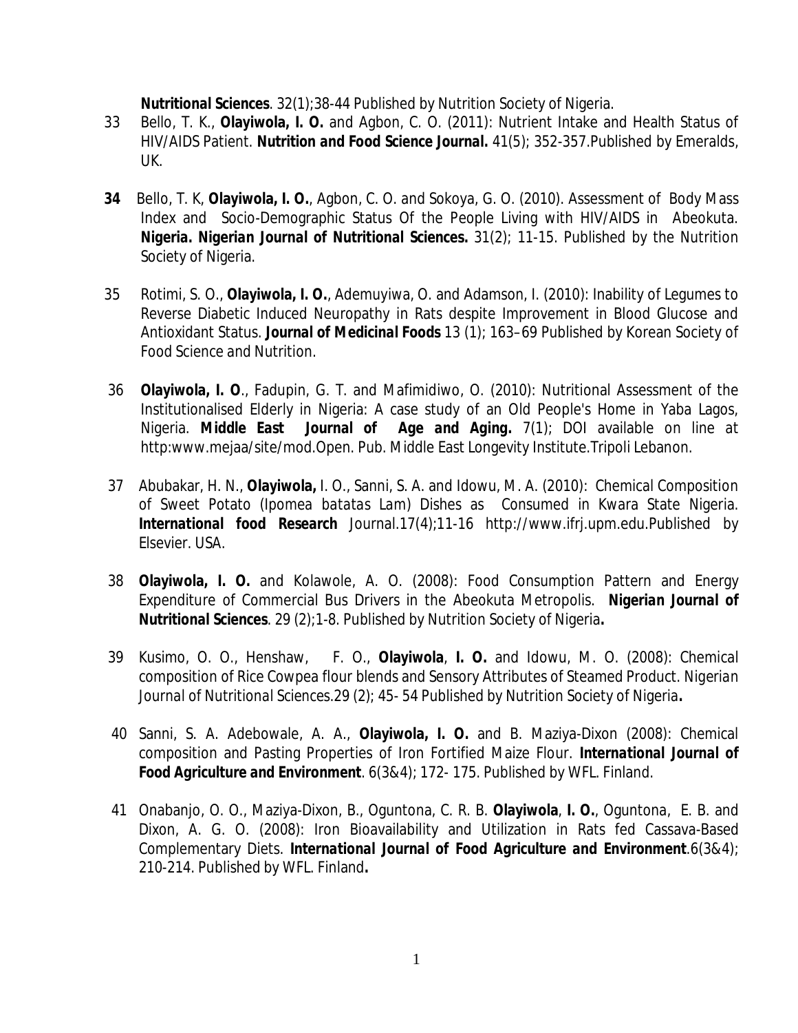**Nutritional Sciences**. 32(1);38-44 Published by Nutrition Society of Nigeria.

33 Bello, T. K., **Olayiwola, I. O.** and Agbon, C. O. (2011): Nutrient Intake and Health Status of HIV/AIDS Patient. **Nutrition and Food Science Journal.** 41(5); 352-357.Published by Emeralds, UK.

**34** Bello, T. K, **Olayiwola, I. O.**, Agbon, C. O. and Sokoya, G. O. (2010). Assessment of Body Mass Index and Socio-Demographic Status Of the People Living with HIV/AIDS in Abeokuta. **Nigeria. *Nigerian Journal of Nutritional Sciences.*** 31(2); 11-15. Published by the Nutrition Society of Nigeria.

35 Rotimi, S. O., **Olayiwola, I. O.**, Ademuyiwa, O. and Adamson, I. (2010): Inability of Legumes to Reverse Diabetic Induced Neuropathy in Rats despite Improvement in Blood Glucose and Antioxidant Status. ***Journal of Medicinal Foods*** 13 (1); 163–69 Published by Korean Society of Food Science and Nutrition.

36 **Olayiwola, I. O**., Fadupin, G. T. and Mafimidiwo, O. (2010): Nutritional Assessment of the Institutionalised Elderly in Nigeria: A case study of an Old People's Home in Yaba Lagos, Nigeria. **Middle East Journal of Age and Aging.** 7(1); DOI available on line at http:www.mejaa/site/mod.Open. Pub. Middle East Longevity Institute.Tripoli Lebanon.

37 Abubakar, H. N., **Olayiwola,** I. O., Sanni, S. A. and Idowu, M. A. (2010): Chemical Composition of Sweet Potato (*Ipomea batatas Lam*) Dishes as Consumed in Kwara State Nigeria. **International food Research** Journal.17(4);11-16 http://www.ifrj.upm.edu.Published by Elsevier. USA.

38 **Olayiwola, I. O.** and Kolawole, A. O. (2008): Food Consumption Pattern and Energy Expenditure of Commercial Bus Drivers in the Abeokuta Metropolis. ***Nigerian Journal of Nutritional Sciences***. 29 (2);1-8. Published by Nutrition Society of Nigeria**.**

39 Kusimo, O. O., Henshaw, F. O., **Olayiwola**, **I. O.** and Idowu, M. O. (2008): Chemical composition of Rice Cowpea flour blends and Sensory Attributes of Steamed Product. *Nigerian Journal of Nutritional Sciences*.29 (2); 45- 54 Published by Nutrition Society of Nigeria**.**

40 Sanni, S. A. Adebowale, A. A., **Olayiwola, I. O.** and B. Maziya-Dixon (2008): Chemical composition and Pasting Properties of Iron Fortified Maize Flour. ***International Journal of Food Agriculture and Environment***. 6(3&4); 172- 175. Published by WFL. Finland.

41 Onabanjo, O. O., Maziya-Dixon, B., Oguntona, C. R. B. **Olayiwola**, **I. O.**, Oguntona, E. B. and Dixon, A. G. O. (2008): Iron Bioavailability and Utilization in Rats fed Cassava-Based Complementary Diets. ***International Journal of Food Agriculture and Environment***.6(3&4); 210-214. Published by WFL. Finland**.**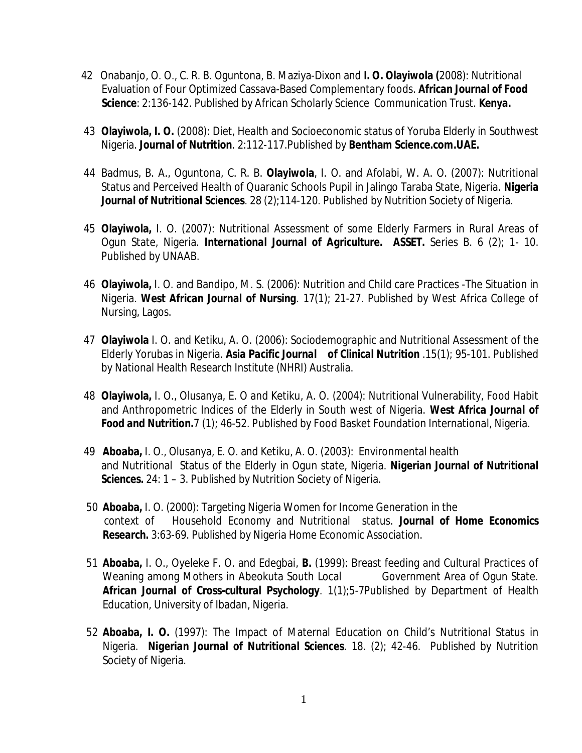42 Onabanjo, O. O., C. R. B. Oguntona, B. Maziya-Dixon and **I. O. Olayiwola (**2008): Nutritional Evaluation of Four Optimized Cassava-Based Complementary foods. **African Journal of Food Science**: 2:136-142. Published by African Scholarly Science Communication Trust. **Kenya.**

43 **Olayiwola, I. O.** (2008): Diet, Health and Socioeconomic status of Yoruba Elderly in Southwest Nigeria. **Journal of Nutrition**. 2:112-117.Published by **Bentham Science.com.UAE.**

44 Badmus, B. A., Oguntona, C. R. B. **Olayiwola**, I. O. and Afolabi, W. A. O. (2007): Nutritional Status and Perceived Health of Quaranic Schools Pupil in Jalingo Taraba State, Nigeria. **Nigeria Journal of Nutritional Sciences**. 28 (2);114-120. Published by Nutrition Society of Nigeria.

45 **Olayiwola,** I. O. (2007): Nutritional Assessment of some Elderly Farmers in Rural Areas of Ogun State, Nigeria. **International Journal of Agriculture. ASSET.** Series B. 6 (2); 1- 10. Published by UNAAB.

46 **Olayiwola,** I. O. and Bandipo, M. S. (2006): Nutrition and Child care Practices -The Situation in Nigeria. **West African Journal of Nursing**. 17(1); 21-27. Published by West Africa College of Nursing, Lagos.

47 **Olayiwola** I. O. and Ketiku, A. O. (2006): Sociodemographic and Nutritional Assessment of the Elderly Yorubas in Nigeria. **Asia Pacific Journal of Clinical Nutrition** .15(1); 95-101. Published by National Health Research Institute (NHRI) Australia.

48 **Olayiwola,** I. O., Olusanya, E. O and Ketiku, A. O. (2004): Nutritional Vulnerability, Food Habit and Anthropometric Indices of the Elderly in South west of Nigeria. **West Africa Journal of Food and Nutrition.**7 (1); 46-52. Published by Food Basket Foundation International, Nigeria.

49 **Aboaba,** I. O., Olusanya, E. O. and Ketiku, A. O. (2003): Environmental health and Nutritional Status of the Elderly in Ogun state, Nigeria. **Nigerian Journal of Nutritional Sciences.** 24: 1 – 3. Published by Nutrition Society of Nigeria.

50 **Aboaba,** I. O. (2000): Targeting Nigeria Women for Income Generation in the context of Household Economy and Nutritional status. **Journal of Home Economics Research.** 3:63-69. Published by Nigeria Home Economic Association.

51 **Aboaba,** I. O., Oyeleke F. O. and Edegbai, **B.** (1999): Breast feeding and Cultural Practices of Weaning among Mothers in Abeokuta South Local Government Area of Ogun State. **African Journal of Cross-cultural Psychology**. 1(1);5-7Published by Department of Health Education, University of Ibadan, Nigeria.

52 **Aboaba, I. O.** (1997): The Impact of Maternal Education on Child's Nutritional Status in Nigeria. **Nigerian Journal of Nutritional Sciences**. 18. (2); 42-46. Published by Nutrition Society of Nigeria.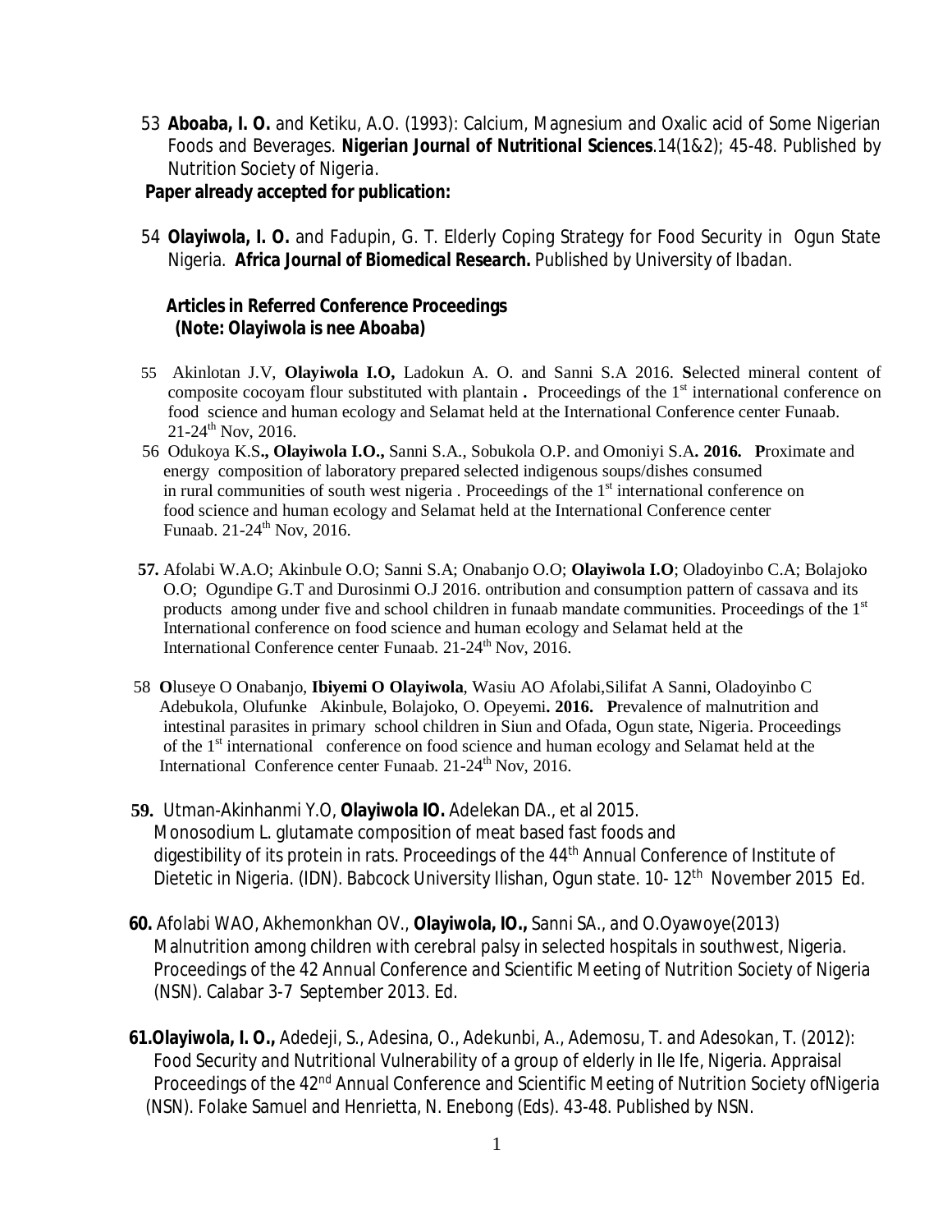53 **Aboaba, I. O.** and Ketiku, A.O. (1993): Calcium, Magnesium and Oxalic acid of Some Nigerian Foods and Beverages. **Nigerian Journal of Nutritional Sciences**.14(1&2); 45-48. Published by Nutrition Society of Nigeria.

**Paper already accepted for publication:**

54 **Olayiwola, I. O.** and Fadupin, G. T. Elderly Coping Strategy for Food Security in Ogun State Nigeria. ***Africa Journal of Biomedical Research.*** Published by University of Ibadan.

**Articles in Referred Conference Proceedings**
**(Note: Olayiwola is nee Aboaba)**

55 Akinlotan J.V, **Olayiwola I.O,** Ladokun A. O. and Sanni S.A 2016. **S**elected mineral content of composite cocoyam flour substituted with plantain **.** Proceedings of the 1st international conference on food science and human ecology and Selamat held at the International Conference center Funaab. 21-24th Nov, 2016.

56 Odukoya K.S**., Olayiwola I.O.,** Sanni S.A., Sobukola O.P. and Omoniyi S.A**. 2016. P**roximate and energy composition of laboratory prepared selected indigenous soups/dishes consumed in rural communities of south west nigeria . Proceedings of the 1st international conference on food science and human ecology and Selamat held at the International Conference center Funaab. 21-24th Nov, 2016.

**57.** Afolabi W.A.O; Akinbule O.O; Sanni S.A; Onabanjo O.O; **Olayiwola I.O**; Oladoyinbo C.A; Bolajoko O.O; Ogundipe G.T and Durosinmi O.J 2016. ontribution and consumption pattern of cassava and its products among under five and school children in funaab mandate communities. Proceedings of the 1st International conference on food science and human ecology and Selamat held at the International Conference center Funaab. 21-24th Nov, 2016.

58 **O**luseye O Onabanjo, **Ibiyemi O Olayiwola**, Wasiu AO Afolabi,Silifat A Sanni, Oladoyinbo C Adebukola, Olufunke Akinbule, Bolajoko, O. Opeyemi**. 2016. P**revalence of malnutrition and intestinal parasites in primary school children in Siun and Ofada, Ogun state, Nigeria. Proceedings of the 1st international conference on food science and human ecology and Selamat held at the International Conference center Funaab. 21-24th Nov, 2016.

**59.** Utman-Akinhanmi Y.O, **Olayiwola IO.** Adelekan DA., et al 2015. Monosodium L. glutamate composition of meat based fast foods and digestibility of its protein in rats. Proceedings of the 44th Annual Conference of Institute of Dietetic in Nigeria. (IDN). Babcock University Ilishan, Ogun state. 10- 12th November 2015 Ed.

**60.** Afolabi WAO, Akhemonkhan OV., **Olayiwola, IO.,** Sanni SA., and O.Oyawoye(2013) Malnutrition among children with cerebral palsy in selected hospitals in southwest, Nigeria. Proceedings of the 42 Annual Conference and Scientific Meeting of Nutrition Society of Nigeria (NSN). Calabar 3-7 September 2013. Ed.

**61.Olayiwola, I. O.,** Adedeji, S., Adesina, O., Adekunbi, A., Ademosu, T. and Adesokan, T. (2012): Food Security and Nutritional Vulnerability of a group of elderly in Ile Ife, Nigeria. Appraisal Proceedings of the 42nd Annual Conference and Scientific Meeting of Nutrition Society ofNigeria (NSN). Folake Samuel and Henrietta, N. Enebong (Eds). 43-48. Published by NSN.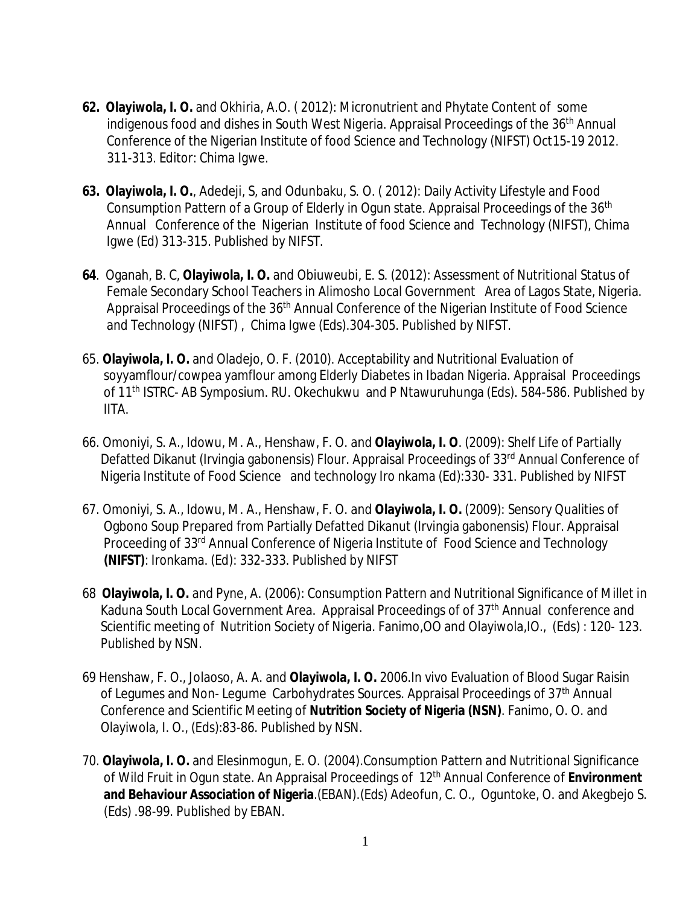**62. Olayiwola, I. O.** and Okhiria, A.O. ( 2012): Micronutrient and Phytate Content of some indigenous food and dishes in South West Nigeria. Appraisal Proceedings of the 36th Annual Conference of the Nigerian Institute of food Science and Technology (NIFST) Oct15-19 2012. 311-313. Editor: Chima Igwe.

**63. Olayiwola, I. O.**, Adedeji, S, and Odunbaku, S. O. ( 2012): Daily Activity Lifestyle and Food Consumption Pattern of a Group of Elderly in Ogun state. Appraisal Proceedings of the 36th Annual Conference of the Nigerian Institute of food Science and Technology (NIFST), Chima Igwe (Ed) 313-315. Published by NIFST.

**64**. Oganah, B. C, **Olayiwola, I. O.** and Obiuweubi, E. S. (2012): Assessment of Nutritional Status of Female Secondary School Teachers in Alimosho Local Government Area of Lagos State, Nigeria. Appraisal Proceedings of the 36th Annual Conference of the Nigerian Institute of Food Science and Technology (NIFST) , Chima Igwe (Eds).304-305. Published by NIFST.

65. **Olayiwola, I. O.** and Oladejo, O. F. (2010). Acceptability and Nutritional Evaluation of soyyamflour/cowpea yamflour among Elderly Diabetes in Ibadan Nigeria. Appraisal Proceedings of 11th ISTRC- AB Symposium. RU. Okechukwu and P Ntawuruhunga (Eds). 584-586. Published by IITA.

66. Omoniyi, S. A., Idowu, M. A., Henshaw, F. O. and **Olayiwola, I. O**. (2009): Shelf Life of Partially Defatted Dikanut (Irvingia gabonensis) Flour. Appraisal Proceedings of 33rd Annual Conference of Nigeria Institute of Food Science and technology Iro nkama (Ed):330- 331. Published by NIFST

67. Omoniyi, S. A., Idowu, M. A., Henshaw, F. O. and **Olayiwola, I. O.** (2009): Sensory Qualities of Ogbono Soup Prepared from Partially Defatted Dikanut (Irvingia gabonensis) Flour. Appraisal Proceeding of 33rd Annual Conference of Nigeria Institute of Food Science and Technology **(NIFST)**: Ironkama. (Ed): 332-333. Published by NIFST

68 **Olayiwola, I. O.** and Pyne, A. (2006): Consumption Pattern and Nutritional Significance of Millet in Kaduna South Local Government Area. Appraisal Proceedings of of 37th Annual conference and Scientific meeting of Nutrition Society of Nigeria. Fanimo,OO and Olayiwola,IO., (Eds) : 120- 123. Published by NSN.

69 Henshaw, F. O., Jolaoso, A. A. and **Olayiwola, I. O.** 2006.In vivo Evaluation of Blood Sugar Raisin of Legumes and Non- Legume Carbohydrates Sources. Appraisal Proceedings of 37th Annual Conference and Scientific Meeting of **Nutrition Society of Nigeria (NSN)**. Fanimo, O. O. and Olayiwola, I. O., (Eds):83-86. Published by NSN.

70. **Olayiwola, I. O.** and Elesinmogun, E. O. (2004).Consumption Pattern and Nutritional Significance of Wild Fruit in Ogun state. An Appraisal Proceedings of 12th Annual Conference of **Environment and Behaviour Association of Nigeria**.(EBAN).(Eds) Adeofun, C. O., Oguntoke, O. and Akegbejo S. (Eds) .98-99. Published by EBAN.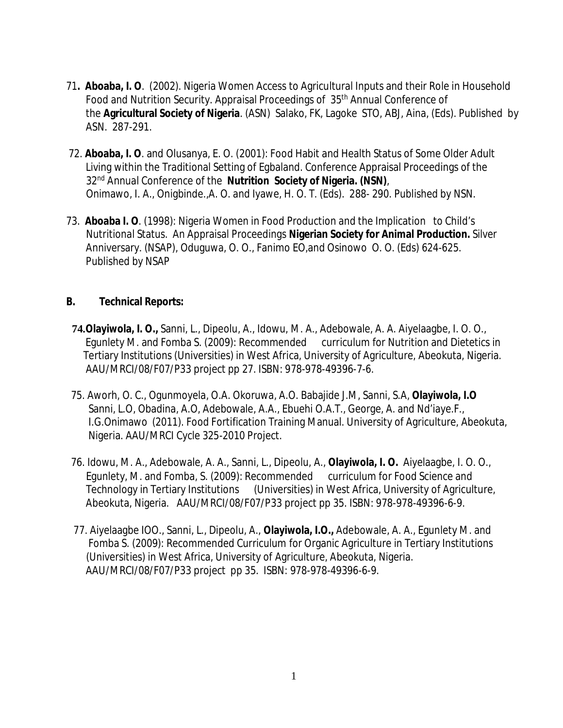71**. Aboaba, I. O**. (2002). Nigeria Women Access to Agricultural Inputs and their Role in Household Food and Nutrition Security. Appraisal Proceedings of 35th Annual Conference of the **Agricultural Society of Nigeria**. (ASN) Salako, FK, Lagoke STO, ABJ, Aina, (Eds). Published by ASN. 287-291.

72. **Aboaba, I. O**. and Olusanya, E. O. (2001): Food Habit and Health Status of Some Older Adult Living within the Traditional Setting of Egbaland. Conference Appraisal Proceedings of the 32nd Annual Conference of the **Nutrition Society of Nigeria. (NSN)**, Onimawo, I. A., Onigbinde.,A. O. and Iyawe, H. O. T. (Eds). 288- 290. Published by NSN.

73. **Aboaba I. O**. (1998): Nigeria Women in Food Production and the Implication to Child's Nutritional Status. An Appraisal Proceedings **Nigerian Society for Animal Production.** Silver Anniversary. (NSAP), Oduguwa, O. O., Fanimo EO,and Osinowo O. O. (Eds) 624-625. Published by NSAP

**B. Technical Reports:**

**74.Olayiwola, I. O.,** Sanni, L., Dipeolu, A., Idowu, M. A., Adebowale, A. A. Aiyelaagbe, I. O. O., Egunlety M. and Fomba S. (2009): Recommended curriculum for Nutrition and Dietetics in Tertiary Institutions (Universities) in West Africa, University of Agriculture, Abeokuta, Nigeria. AAU/MRCI/08/F07/P33 project pp 27. ISBN: 978-978-49396-7-6.

75. Aworh, O. C., Ogunmoyela, O.A. Okoruwa, A.O. Babajide J.M, Sanni, S.A, **Olayiwola, I.O** Sanni, L.O, Obadina, A.O, Adebowale, A.A., Ebuehi O.A.T., George, A. and Nd'iaye.F., I.G.Onimawo (2011). Food Fortification Training Manual. University of Agriculture, Abeokuta, Nigeria. AAU/MRCI Cycle 325-2010 Project.

76. Idowu, M. A., Adebowale, A. A., Sanni, L., Dipeolu, A., **Olayiwola, I. O.** Aiyelaagbe, I. O. O., Egunlety, M. and Fomba, S. (2009): Recommended curriculum for Food Science and Technology in Tertiary Institutions (Universities) in West Africa, University of Agriculture, Abeokuta, Nigeria. AAU/MRCI/08/F07/P33 project pp 35. ISBN: 978-978-49396-6-9.

77. Aiyelaagbe IOO., Sanni, L., Dipeolu, A., **Olayiwola, I.O.,** Adebowale, A. A., Egunlety M. and Fomba S. (2009): Recommended Curriculum for Organic Agriculture in Tertiary Institutions (Universities) in West Africa, University of Agriculture, Abeokuta, Nigeria. AAU/MRCI/08/F07/P33 project pp 35. ISBN: 978-978-49396-6-9.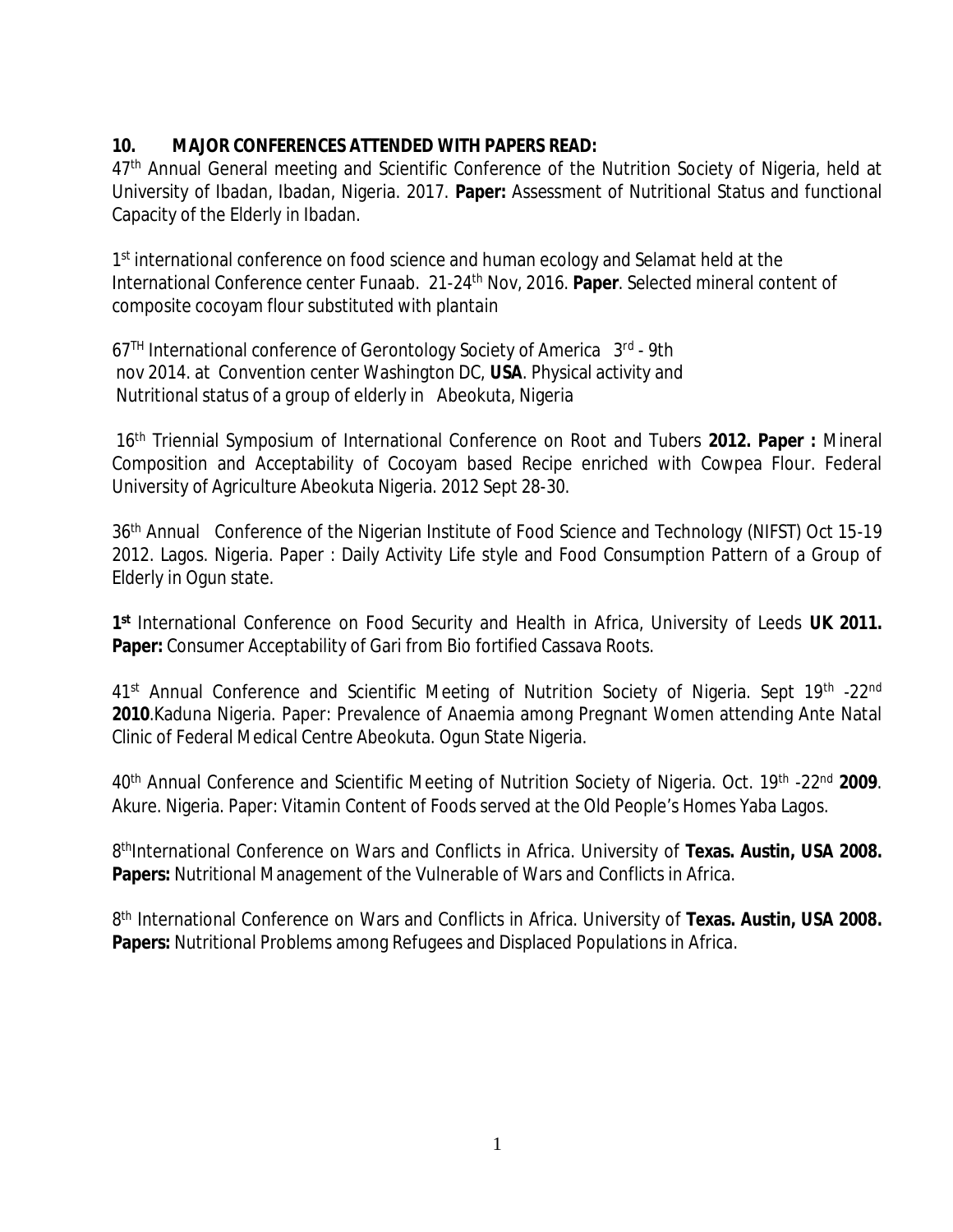## 10. MAJOR CONFERENCES ATTENDED WITH PAPERS READ:

47th Annual General meeting and Scientific Conference of the Nutrition Society of Nigeria, held at University of Ibadan, Ibadan, Nigeria. 2017. **Paper:** Assessment of Nutritional Status and functional Capacity of the Elderly in Ibadan.

1st international conference on food science and human ecology and Selamat held at the International Conference center Funaab. 21-24th Nov, 2016. **Paper**. Selected mineral content of composite cocoyam flour substituted with plantain

67TH International conference of Gerontology Society of America 3rd - 9th nov 2014. at Convention center Washington DC, **USA**. Physical activity and Nutritional status of a group of elderly in Abeokuta, Nigeria

16th Triennial Symposium of International Conference on Root and Tubers **2012. Paper :** Mineral Composition and Acceptability of Cocoyam based Recipe enriched with Cowpea Flour. Federal University of Agriculture Abeokuta Nigeria. 2012 Sept 28-30.

36th Annual Conference of the Nigerian Institute of Food Science and Technology (NIFST) Oct 15-19 2012. Lagos. Nigeria. Paper : Daily Activity Life style and Food Consumption Pattern of a Group of Elderly in Ogun state.

**1st** International Conference on Food Security and Health in Africa, University of Leeds **UK 2011. Paper:** Consumer Acceptability of Gari from Bio fortified Cassava Roots.

41st Annual Conference and Scientific Meeting of Nutrition Society of Nigeria. Sept 19th -22nd **2010**.Kaduna Nigeria. Paper: Prevalence of Anaemia among Pregnant Women attending Ante Natal Clinic of Federal Medical Centre Abeokuta. Ogun State Nigeria.

40th Annual Conference and Scientific Meeting of Nutrition Society of Nigeria. Oct. 19th -22nd **2009**. Akure. Nigeria. Paper: Vitamin Content of Foods served at the Old People's Homes Yaba Lagos.

8thInternational Conference on Wars and Conflicts in Africa. University of **Texas. Austin, USA 2008. Papers:** Nutritional Management of the Vulnerable of Wars and Conflicts in Africa.

8th International Conference on Wars and Conflicts in Africa. University of **Texas. Austin, USA 2008. Papers:** Nutritional Problems among Refugees and Displaced Populations in Africa.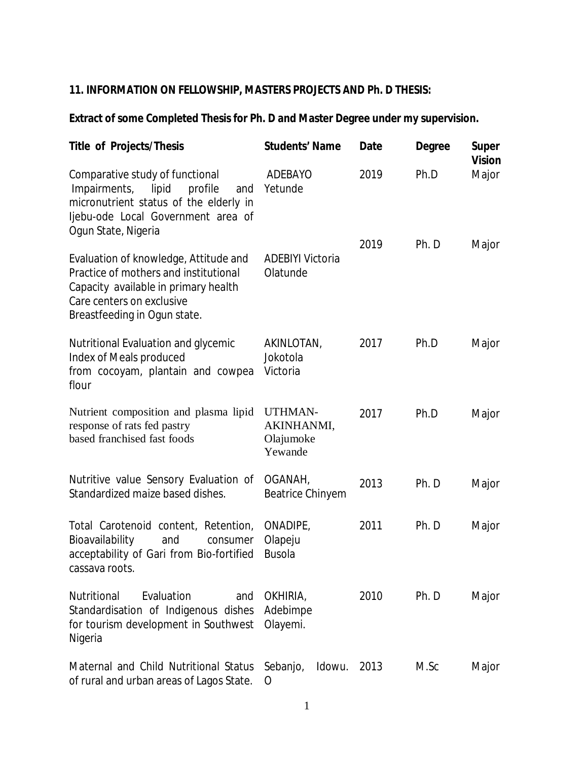**11. INFORMATION ON FELLOWSHIP, MASTERS PROJECTS AND Ph. D THESIS:**

**Extract of some Completed Thesis for Ph. D and Master Degree under my supervision.**

| Title of Projects/Thesis | Students' Name | Date | Degree | Super Vision |
|---|---|---|---|---|
| Comparative study of functional Impairments, lipid profile and micronutrient status of the elderly in Ijebu-ode Local Government area of Ogun State, Nigeria | ADEBAYO Yetunde | 2019 | Ph.D | Major |
| Evaluation of knowledge, Attitude and Practice of mothers and institutional Capacity available in primary health Care centers on exclusive Breastfeeding in Ogun state. | ADEBIYI Victoria Olatunde | 2019 | Ph. D | Major |
| Nutritional Evaluation and glycemic Index of Meals produced from cocoyam, plantain and cowpea flour | AKINLOTAN, Jokotola Victoria | 2017 | Ph.D | Major |
| Nutrient composition and plasma lipid response of rats fed pastry based franchised fast foods | UTHMAN-AKINHANMI, Olajumoke Yewande | 2017 | Ph.D | Major |
| Nutritive value Sensory Evaluation of Standardized maize based dishes. | OGANAH, Beatrice Chinyem | 2013 | Ph. D | Major |
| Total Carotenoid content, Retention, Bioavailability and consumer acceptability of Gari from Bio-fortified cassava roots. | ONADIPE, Olapeju Busola | 2011 | Ph. D | Major |
| Nutritional Evaluation and Standardisation of Indigenous dishes for tourism development in Southwest Nigeria | OKHIRIA, Adebimpe Olayemi. | 2010 | Ph. D | Major |
| Maternal and Child Nutritional Status of rural and urban areas of Lagos State. | Sebanjo, Idowu. O | 2013 | M.Sc | Major |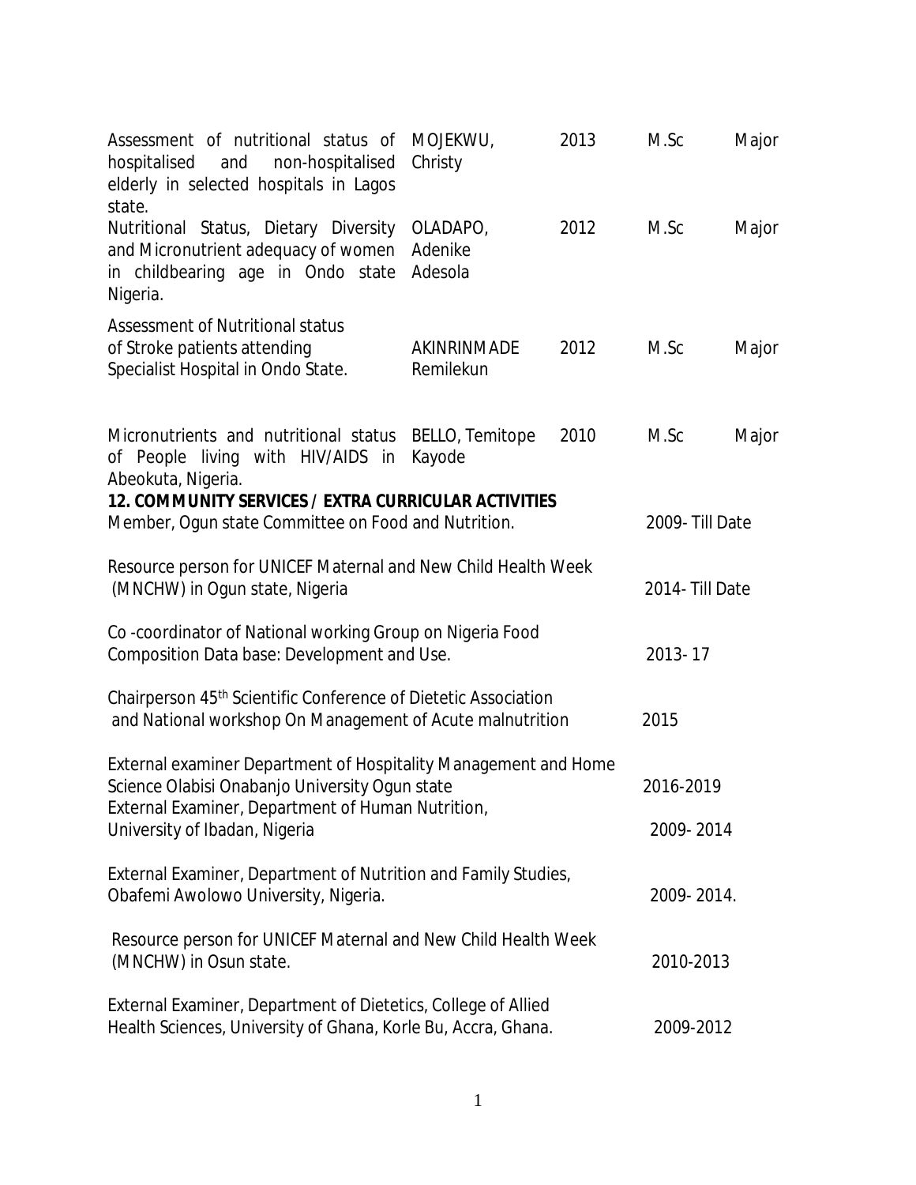| | | | | |
|---|---|---|---|---|
| Assessment of nutritional status of hospitalised and non-hospitalised elderly in selected hospitals in Lagos state. | MOJEKWU, Christy | 2013 | M.Sc | Major |
| Nutritional Status, Dietary Diversity and Micronutrient adequacy of women in childbearing age in Ondo state Nigeria. | OLADAPO, Adenike Adesola | 2012 | M.Sc | Major |
| Assessment of Nutritional status of Stroke patients attending Specialist Hospital in Ondo State. | AKINRINMADE Remilekun | 2012 | M.Sc | Major |
| Micronutrients and nutritional status of People living with HIV/AIDS in Abeokuta, Nigeria. | BELLO, Temitope Kayode | 2010 | M.Sc | Major |

**12. COMMUNITY SERVICES / EXTRA CURRICULAR ACTIVITIES**

| | |
|---|---|
| Member, Ogun state Committee on Food and Nutrition. | 2009- Till Date |
| Resource person for UNICEF Maternal and New Child Health Week (MNCHW) in Ogun state, Nigeria | 2014- Till Date |
| Co -coordinator of National working Group on Nigeria Food Composition Data base: Development and Use. | 2013- 17 |
| Chairperson 45th Scientific Conference of Dietetic Association and National workshop On Management of Acute malnutrition | 2015 |
| External examiner Department of Hospitality Management and Home Science Olabisi Onabanjo University Ogun state | 2016-2019 |
| External Examiner, Department of Human Nutrition, University of Ibadan, Nigeria | 2009- 2014 |
| External Examiner, Department of Nutrition and Family Studies, Obafemi Awolowo University, Nigeria. | 2009- 2014. |
| Resource person for UNICEF Maternal and New Child Health Week (MNCHW) in Osun state. | 2010-2013 |
| External Examiner, Department of Dietetics, College of Allied Health Sciences, University of Ghana, Korle Bu, Accra, Ghana. | 2009-2012 |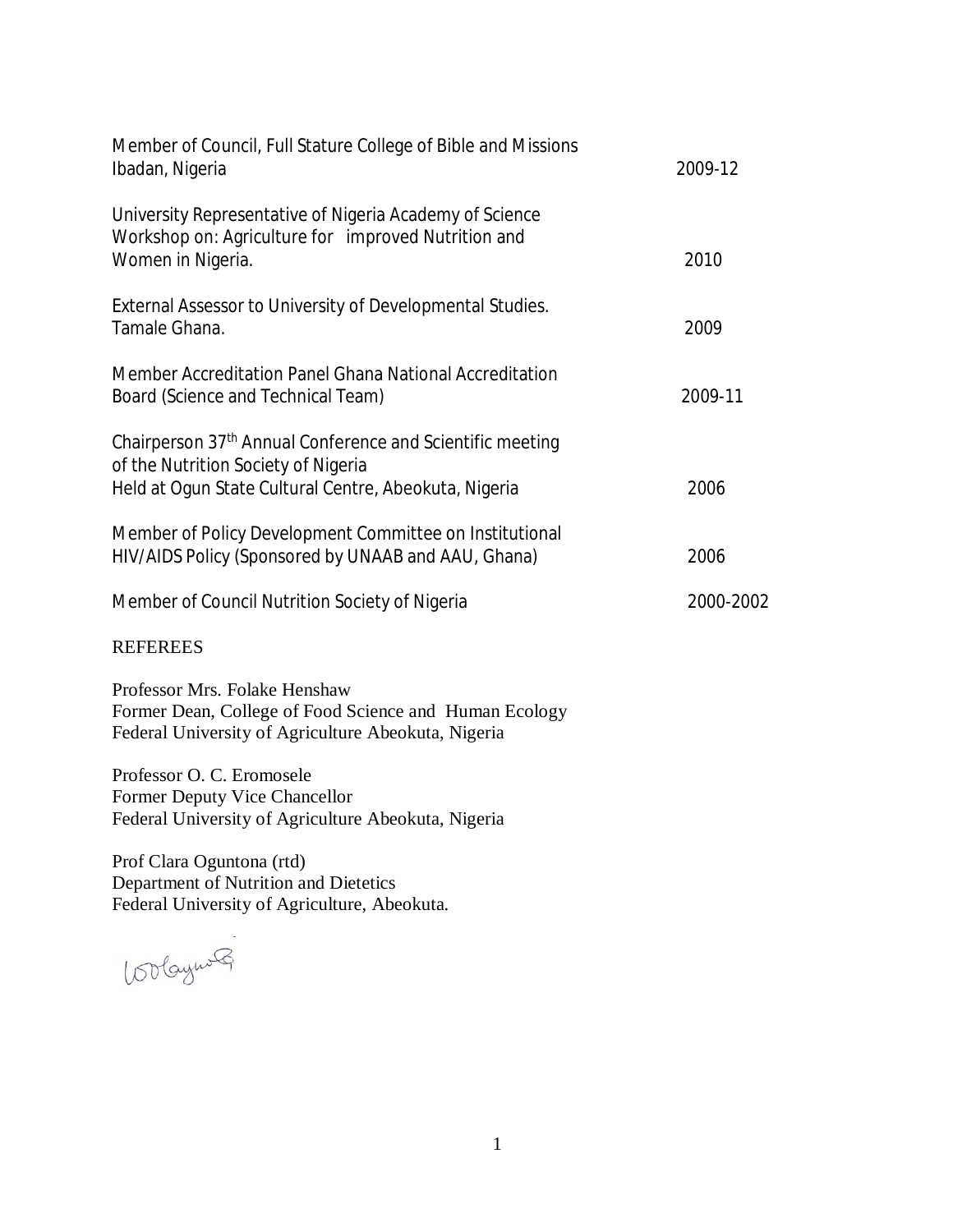| | |
|---|---|
| Member of Council, Full Stature College of Bible and Missions Ibadan, Nigeria | 2009-12 |
| University Representative of Nigeria Academy of Science Workshop on: Agriculture for improved Nutrition and Women in Nigeria. | 2010 |
| External Assessor to University of Developmental Studies. Tamale Ghana. | 2009 |
| Member Accreditation Panel Ghana National Accreditation Board (Science and Technical Team) | 2009-11 |
| Chairperson 37th Annual Conference and Scientific meeting of the Nutrition Society of Nigeria Held at Ogun State Cultural Centre, Abeokuta, Nigeria | 2006 |
| Member of Policy Development Committee on Institutional HIV/AIDS Policy (Sponsored by UNAAB and AAU, Ghana) | 2006 |
| Member of Council Nutrition Society of Nigeria | 2000-2002 |

## REFEREES

Professor Mrs. Folake Henshaw
Former Dean, College of Food Science and Human Ecology
Federal University of Agriculture Abeokuta, Nigeria

Professor O. C. Eromosele
Former Deputy Vice Chancellor
Federal University of Agriculture Abeokuta, Nigeria

Prof Clara Oguntona (rtd)
Department of Nutrition and Dietetics
Federal University of Agriculture, Abeokuta.